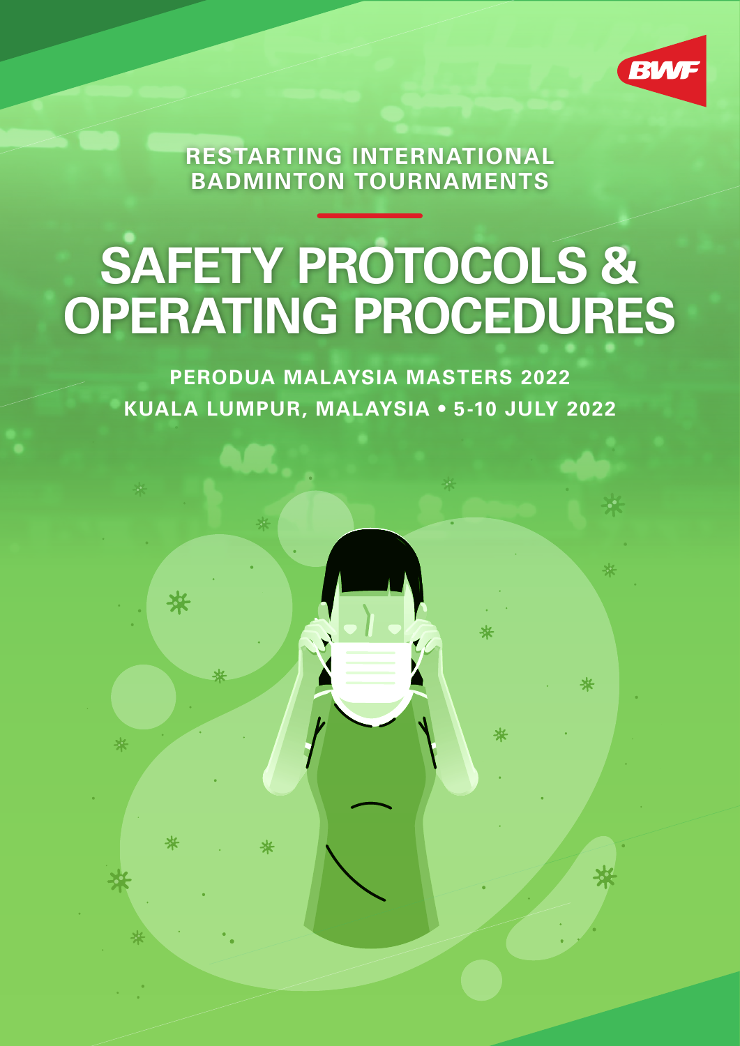BWF

RESTARTING INTERNATIONAL BADMINTON TOURNAMENTS

# SAFETY PROTOCOLS & OPERATING PROCEDURES

**PERODUA MALAYSIA MASTERS 2022**

**KUALA LUMPUR, MALAYSIA • 5-10 JULY 2022**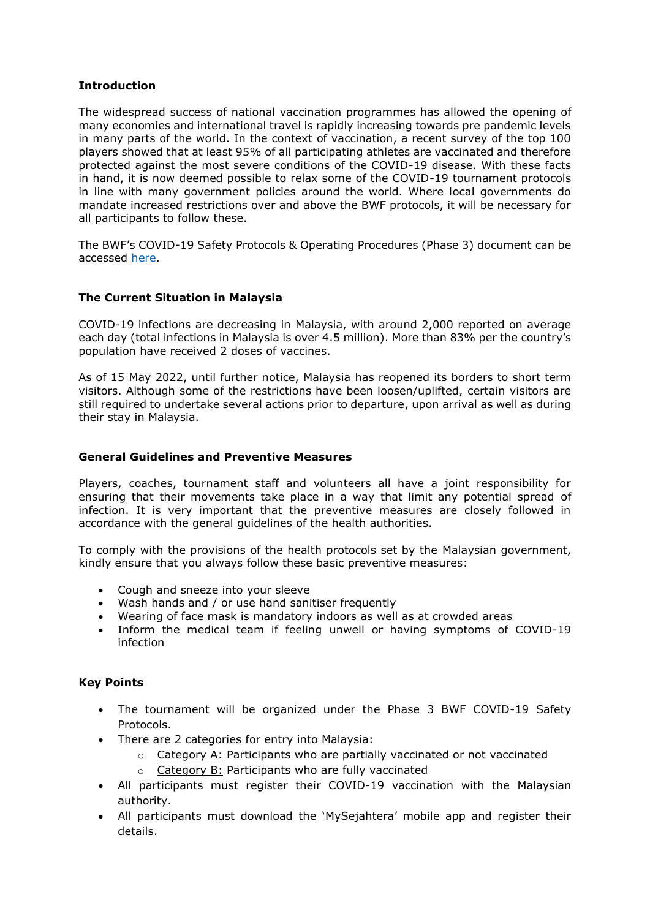## Introduction

The widespread success of national vaccination programmes has allowed the opening of many economies and international travel is rapidly increasing towards pre pandemic levels in many parts of the world. In the context of vaccination, a recent survey of the top 100 players showed that at least 95% of all participating athletes are vaccinated and therefore protected against the most severe conditions of the COVID-19 disease. With these facts in hand, it is now deemed possible to relax some of the COVID-19 tournament protocols in line with many government policies around the world. Where local governments do mandate increased restrictions over and above the BWF protocols, it will be necessary for all participants to follow these.

The BWF's COVID-19 Safety Protocols & Operating Procedures (Phase 3) document can be accessed here.

## The Current Situation in Malaysia

COVID-19 infections are decreasing in Malaysia, with around 2,000 reported on average each day (total infections in Malaysia is over 4.5 million). More than 83% per the country's population have received 2 doses of vaccines.

As of 15 May 2022, until further notice, Malaysia has reopened its borders to short term visitors. Although some of the restrictions have been loosen/uplifted, certain visitors are still required to undertake several actions prior to departure, upon arrival as well as during their stay in Malaysia.

## General Guidelines and Preventive Measures

Players, coaches, tournament staff and volunteers all have a joint responsibility for ensuring that their movements take place in a way that limit any potential spread of infection. It is very important that the preventive measures are closely followed in accordance with the general guidelines of the health authorities.

To comply with the provisions of the health protocols set by the Malaysian government, kindly ensure that you always follow these basic preventive measures:

- Cough and sneeze into your sleeve
- Wash hands and / or use hand sanitiser frequently
- Wearing of face mask is mandatory indoors as well as at crowded areas
- Inform the medical team if feeling unwell or having symptoms of COVID-19 infection

## Key Points

- The tournament will be organized under the Phase 3 BWF COVID-19 Safety Protocols.
- There are 2 categories for entry into Malaysia:
  - Category A: Participants who are partially vaccinated or not vaccinated
  - Category B: Participants who are fully vaccinated
- All participants must register their COVID-19 vaccination with the Malaysian authority.
- All participants must download the 'MySejahtera' mobile app and register their details.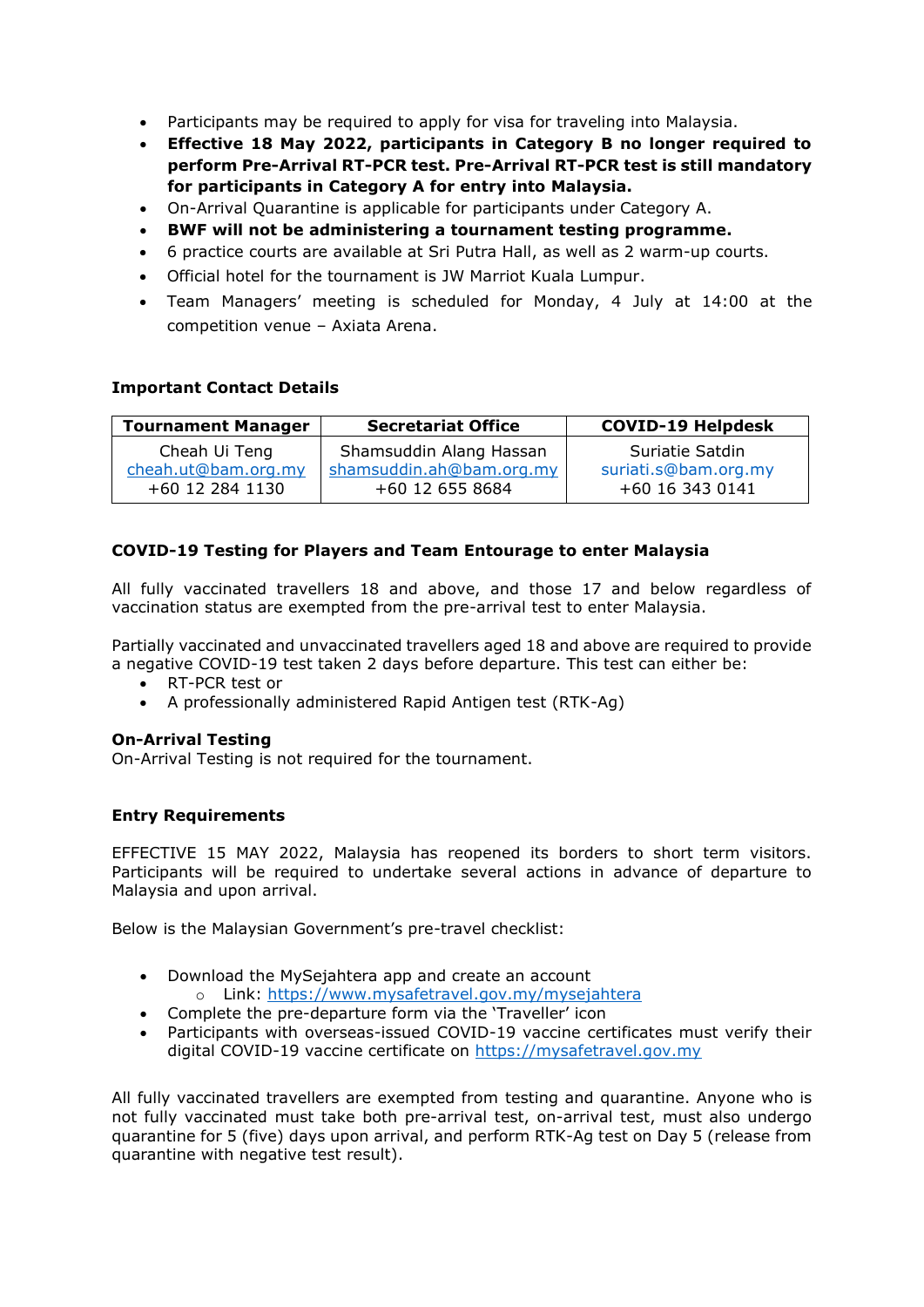- Participants may be required to apply for visa for traveling into Malaysia.
- **Effective 18 May 2022, participants in Category B no longer required to perform Pre-Arrival RT-PCR test. Pre-Arrival RT-PCR test is still mandatory for participants in Category A for entry into Malaysia.**
- On-Arrival Quarantine is applicable for participants under Category A.
- **BWF will not be administering a tournament testing programme.**
- 6 practice courts are available at Sri Putra Hall, as well as 2 warm-up courts.
- Official hotel for the tournament is JW Marriot Kuala Lumpur.
- Team Managers' meeting is scheduled for Monday, 4 July at 14:00 at the competition venue – Axiata Arena.

**Important Contact Details**

| Tournament Manager | Secretariat Office | COVID-19 Helpdesk |
|---|---|---|
| Cheah Ui Teng<br>cheah.ut@bam.org.my<br>+60 12 284 1130 | Shamsuddin Alang Hassan<br>shamsuddin.ah@bam.org.my<br>+60 12 655 8684 | Suriatie Satdin<br>suriati.s@bam.org.my<br>+60 16 343 0141 |

**COVID-19 Testing for Players and Team Entourage to enter Malaysia**

All fully vaccinated travellers 18 and above, and those 17 and below regardless of vaccination status are exempted from the pre-arrival test to enter Malaysia.

Partially vaccinated and unvaccinated travellers aged 18 and above are required to provide a negative COVID-19 test taken 2 days before departure. This test can either be:

- RT-PCR test or
- A professionally administered Rapid Antigen test (RTK-Ag)

**On-Arrival Testing**
On-Arrival Testing is not required for the tournament.

**Entry Requirements**

EFFECTIVE 15 MAY 2022, Malaysia has reopened its borders to short term visitors. Participants will be required to undertake several actions in advance of departure to Malaysia and upon arrival.

Below is the Malaysian Government's pre-travel checklist:

- Download the MySejahtera app and create an account
  - Link: https://www.mysafetravel.gov.my/mysejahtera
- Complete the pre-departure form via the 'Traveller' icon
- Participants with overseas-issued COVID-19 vaccine certificates must verify their digital COVID-19 vaccine certificate on https://mysafetravel.gov.my

All fully vaccinated travellers are exempted from testing and quarantine. Anyone who is not fully vaccinated must take both pre-arrival test, on-arrival test, must also undergo quarantine for 5 (five) days upon arrival, and perform RTK-Ag test on Day 5 (release from quarantine with negative test result).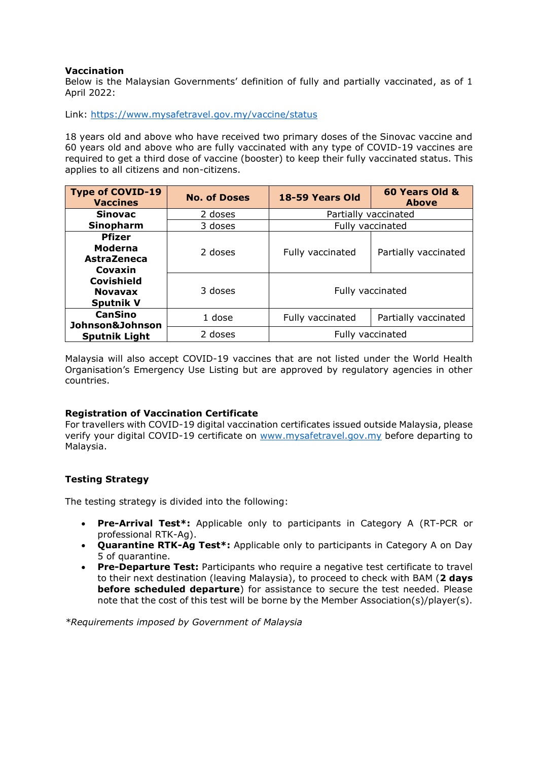**Vaccination**

Below is the Malaysian Governments' definition of fully and partially vaccinated, as of 1 April 2022:

Link: [https://www.mysafetravel.gov.my/vaccine/status](https://www.mysafetravel.gov.my/vaccine/status)

18 years old and above who have received two primary doses of the Sinovac vaccine and 60 years old and above who are fully vaccinated with any type of COVID-19 vaccines are required to get a third dose of vaccine (booster) to keep their fully vaccinated status. This applies to all citizens and non-citizens.

| Type of COVID-19 Vaccines | No. of Doses | 18-59 Years Old | 60 Years Old & Above |
|---|---|---|---|
| **Sinovac Sinopharm** | 2 doses | Partially vaccinated | |
| | 3 doses | Fully vaccinated | |
| **Pfizer Moderna AstraZeneca Covaxin Covishield Novavax Sputnik V** | 2 doses | Fully vaccinated | Partially vaccinated |
| | 3 doses | Fully vaccinated | |
| **CanSino Johnson&Johnson Sputnik Light** | 1 dose | Fully vaccinated | Partially vaccinated |
| | 2 doses | Fully vaccinated | |

Malaysia will also accept COVID-19 vaccines that are not listed under the World Health Organisation's Emergency Use Listing but are approved by regulatory agencies in other countries.

**Registration of Vaccination Certificate**

For travellers with COVID-19 digital vaccination certificates issued outside Malaysia, please verify your digital COVID-19 certificate on [www.mysafetravel.gov.my](www.mysafetravel.gov.my) before departing to Malaysia.

**Testing Strategy**

The testing strategy is divided into the following:

- **Pre-Arrival Test*:** Applicable only to participants in Category A (RT-PCR or professional RTK-Ag).
- **Quarantine RTK-Ag Test*:** Applicable only to participants in Category A on Day 5 of quarantine.
- **Pre-Departure Test:** Participants who require a negative test certificate to travel to their next destination (leaving Malaysia), to proceed to check with BAM (**2 days before scheduled departure**) for assistance to secure the test needed. Please note that the cost of this test will be borne by the Member Association(s)/player(s).

*\*Requirements imposed by Government of Malaysia*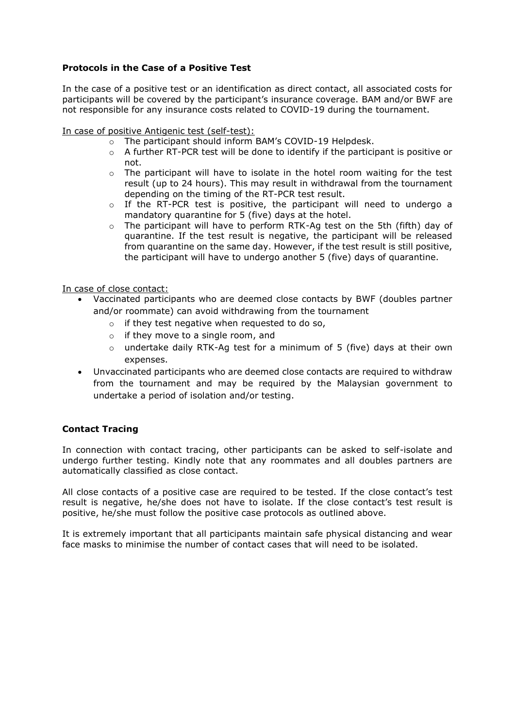**Protocols in the Case of a Positive Test**

In the case of a positive test or an identification as direct contact, all associated costs for participants will be covered by the participant's insurance coverage. BAM and/or BWF are not responsible for any insurance costs related to COVID-19 during the tournament.

In case of positive Antigenic test (self-test):

- The participant should inform BAM's COVID-19 Helpdesk.
- A further RT-PCR test will be done to identify if the participant is positive or not.
- The participant will have to isolate in the hotel room waiting for the test result (up to 24 hours). This may result in withdrawal from the tournament depending on the timing of the RT-PCR test result.
- If the RT-PCR test is positive, the participant will need to undergo a mandatory quarantine for 5 (five) days at the hotel.
- The participant will have to perform RTK-Ag test on the 5th (fifth) day of quarantine. If the test result is negative, the participant will be released from quarantine on the same day. However, if the test result is still positive, the participant will have to undergo another 5 (five) days of quarantine.

In case of close contact:

- Vaccinated participants who are deemed close contacts by BWF (doubles partner and/or roommate) can avoid withdrawing from the tournament
  - if they test negative when requested to do so,
  - if they move to a single room, and
  - undertake daily RTK-Ag test for a minimum of 5 (five) days at their own expenses.
- Unvaccinated participants who are deemed close contacts are required to withdraw from the tournament and may be required by the Malaysian government to undertake a period of isolation and/or testing.

**Contact Tracing**

In connection with contact tracing, other participants can be asked to self-isolate and undergo further testing. Kindly note that any roommates and all doubles partners are automatically classified as close contact.

All close contacts of a positive case are required to be tested. If the close contact's test result is negative, he/she does not have to isolate. If the close contact's test result is positive, he/she must follow the positive case protocols as outlined above.

It is extremely important that all participants maintain safe physical distancing and wear face masks to minimise the number of contact cases that will need to be isolated.